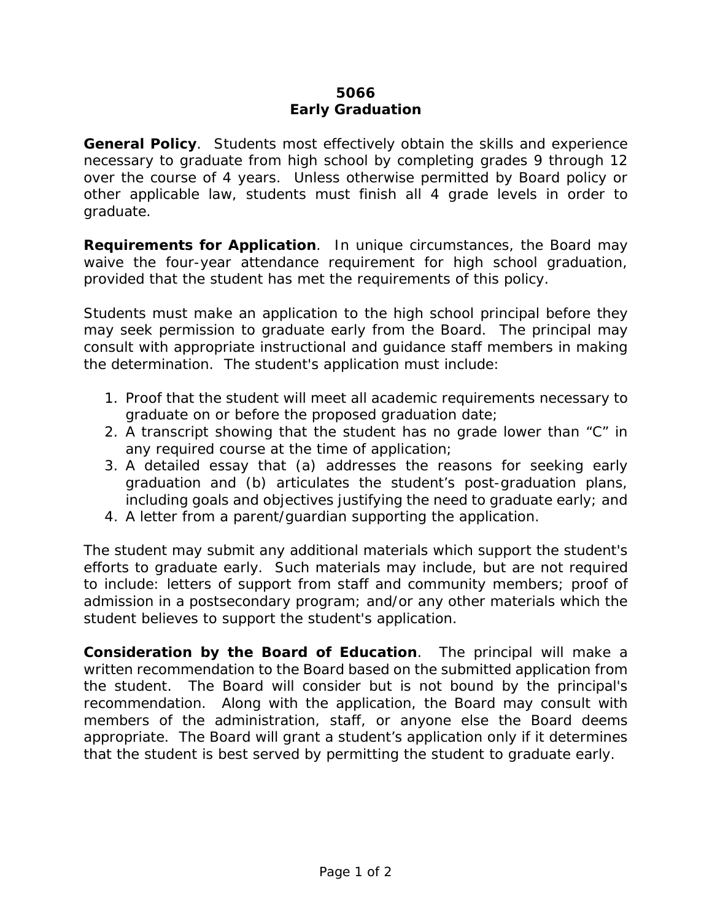# 5066
# Early Graduation

**General Policy**. Students most effectively obtain the skills and experience necessary to graduate from high school by completing grades 9 through 12 over the course of 4 years. Unless otherwise permitted by Board policy or other applicable law, students must finish all 4 grade levels in order to graduate.

**Requirements for Application**. In unique circumstances, the Board may waive the four-year attendance requirement for high school graduation, provided that the student has met the requirements of this policy.

Students must make an application to the high school principal before they may seek permission to graduate early from the Board. The principal may consult with appropriate instructional and guidance staff members in making the determination. The student's application must include:

1. Proof that the student will meet all academic requirements necessary to graduate on or before the proposed graduation date;
2. A transcript showing that the student has no grade lower than "C" in any required course at the time of application;
3. A detailed essay that (a) addresses the reasons for seeking early graduation and (b) articulates the student's post-graduation plans, including goals and objectives justifying the need to graduate early; and
4. A letter from a parent/guardian supporting the application.

The student may submit any additional materials which support the student's efforts to graduate early. Such materials may include, but are not required to include: letters of support from staff and community members; proof of admission in a postsecondary program; and/or any other materials which the student believes to support the student's application.

**Consideration by the Board of Education**. The principal will make a written recommendation to the Board based on the submitted application from the student. The Board will consider but is not bound by the principal's recommendation. Along with the application, the Board may consult with members of the administration, staff, or anyone else the Board deems appropriate. The Board will grant a student's application only if it determines that the student is best served by permitting the student to graduate early.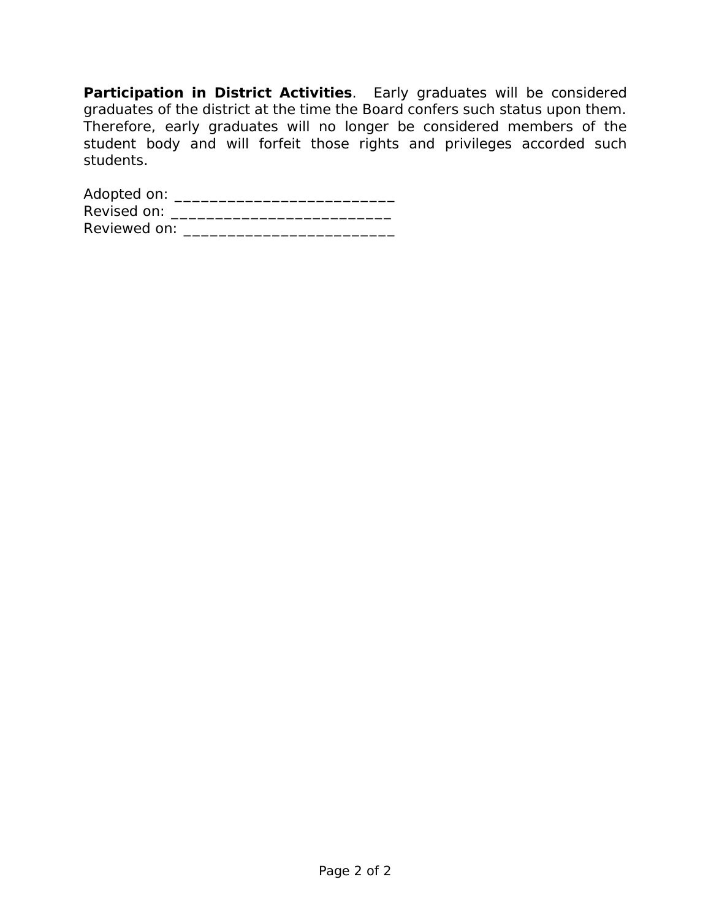**Participation in District Activities**. Early graduates will be considered graduates of the district at the time the Board confers such status upon them. Therefore, early graduates will no longer be considered members of the student body and will forfeit those rights and privileges accorded such students.

Adopted on: __________________________
Revised on: __________________________
Reviewed on: _________________________